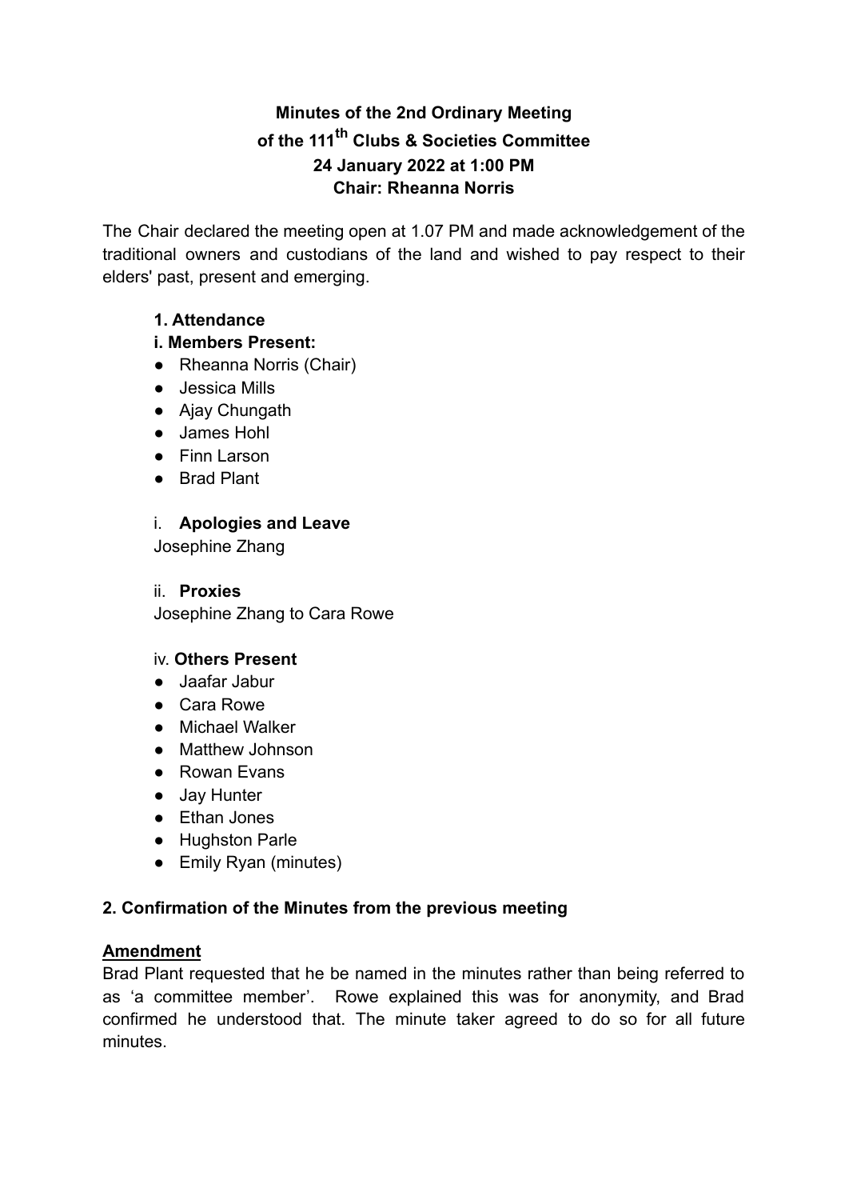# Minutes of the 2nd Ordinary Meeting of the 111th Clubs & Societies Committee

**24 January 2022 at 1:00 PM**

**Chair: Rheanna Norris**

The Chair declared the meeting open at 1.07 PM and made acknowledgement of the traditional owners and custodians of the land and wished to pay respect to their elders' past, present and emerging.

### 1. Attendance

**i. Members Present:**

- Rheanna Norris (Chair)
- Jessica Mills
- Ajay Chungath
- James Hohl
- Finn Larson
- Brad Plant

i. **Apologies and Leave**

Josephine Zhang

ii. **Proxies**

Josephine Zhang to Cara Rowe

iv. **Others Present**

- Jaafar Jabur
- Cara Rowe
- Michael Walker
- Matthew Johnson
- Rowan Evans
- Jay Hunter
- Ethan Jones
- Hughston Parle
- Emily Ryan (minutes)

## 2. Confirmation of the Minutes from the previous meeting

**Amendment**

Brad Plant requested that he be named in the minutes rather than being referred to as 'a committee member'. Rowe explained this was for anonymity, and Brad confirmed he understood that. The minute taker agreed to do so for all future minutes.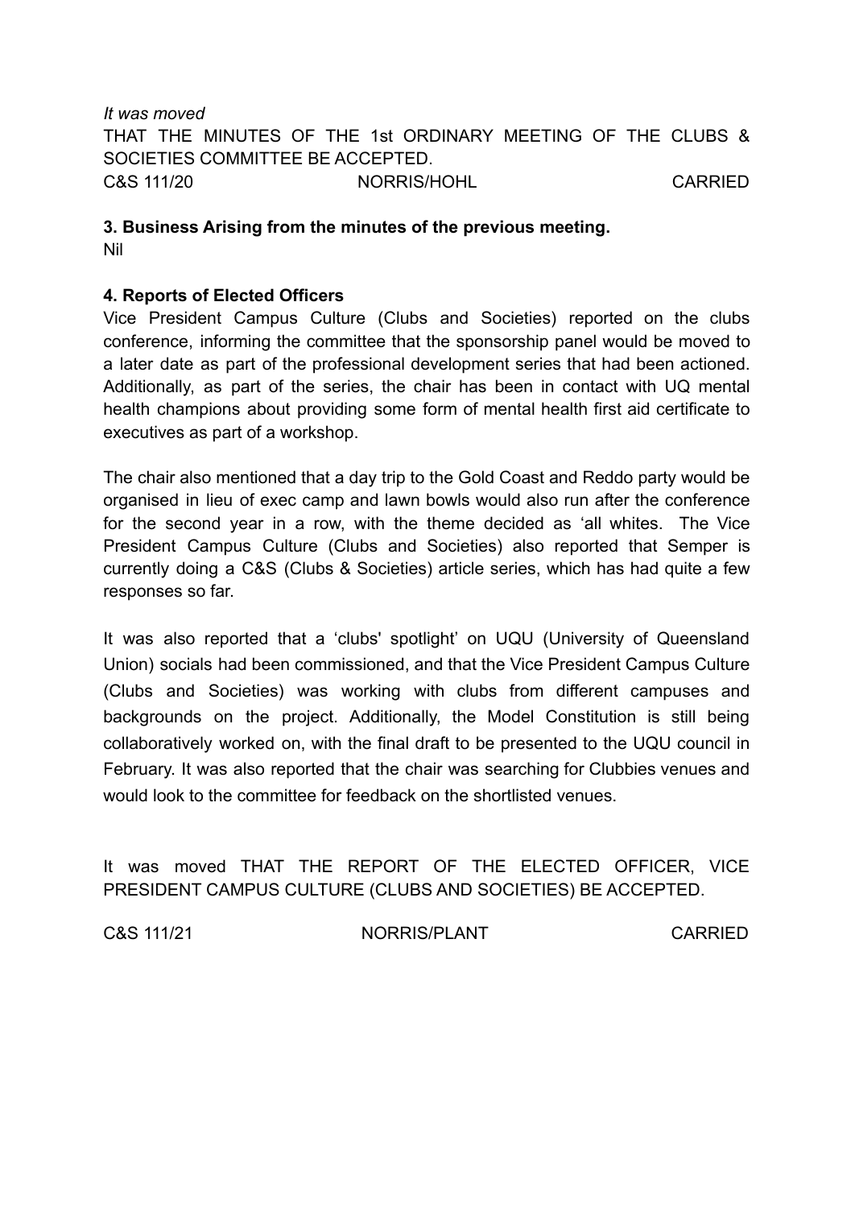*It was moved*
THAT THE MINUTES OF THE 1st ORDINARY MEETING OF THE CLUBS & SOCIETIES COMMITTEE BE ACCEPTED.

C&S 111/20 NORRIS/HOHL CARRIED

**3. Business Arising from the minutes of the previous meeting.**
Nil

**4. Reports of Elected Officers**
Vice President Campus Culture (Clubs and Societies) reported on the clubs conference, informing the committee that the sponsorship panel would be moved to a later date as part of the professional development series that had been actioned. Additionally, as part of the series, the chair has been in contact with UQ mental health champions about providing some form of mental health first aid certificate to executives as part of a workshop.

The chair also mentioned that a day trip to the Gold Coast and Reddo party would be organised in lieu of exec camp and lawn bowls would also run after the conference for the second year in a row, with the theme decided as 'all whites. The Vice President Campus Culture (Clubs and Societies) also reported that Semper is currently doing a C&S (Clubs & Societies) article series, which has had quite a few responses so far.

It was also reported that a 'clubs' spotlight' on UQU (University of Queensland Union) socials had been commissioned, and that the Vice President Campus Culture (Clubs and Societies) was working with clubs from different campuses and backgrounds on the project. Additionally, the Model Constitution is still being collaboratively worked on, with the final draft to be presented to the UQU council in February. It was also reported that the chair was searching for Clubbies venues and would look to the committee for feedback on the shortlisted venues.

It was moved THAT THE REPORT OF THE ELECTED OFFICER, VICE PRESIDENT CAMPUS CULTURE (CLUBS AND SOCIETIES) BE ACCEPTED.

C&S 111/21 NORRIS/PLANT CARRIED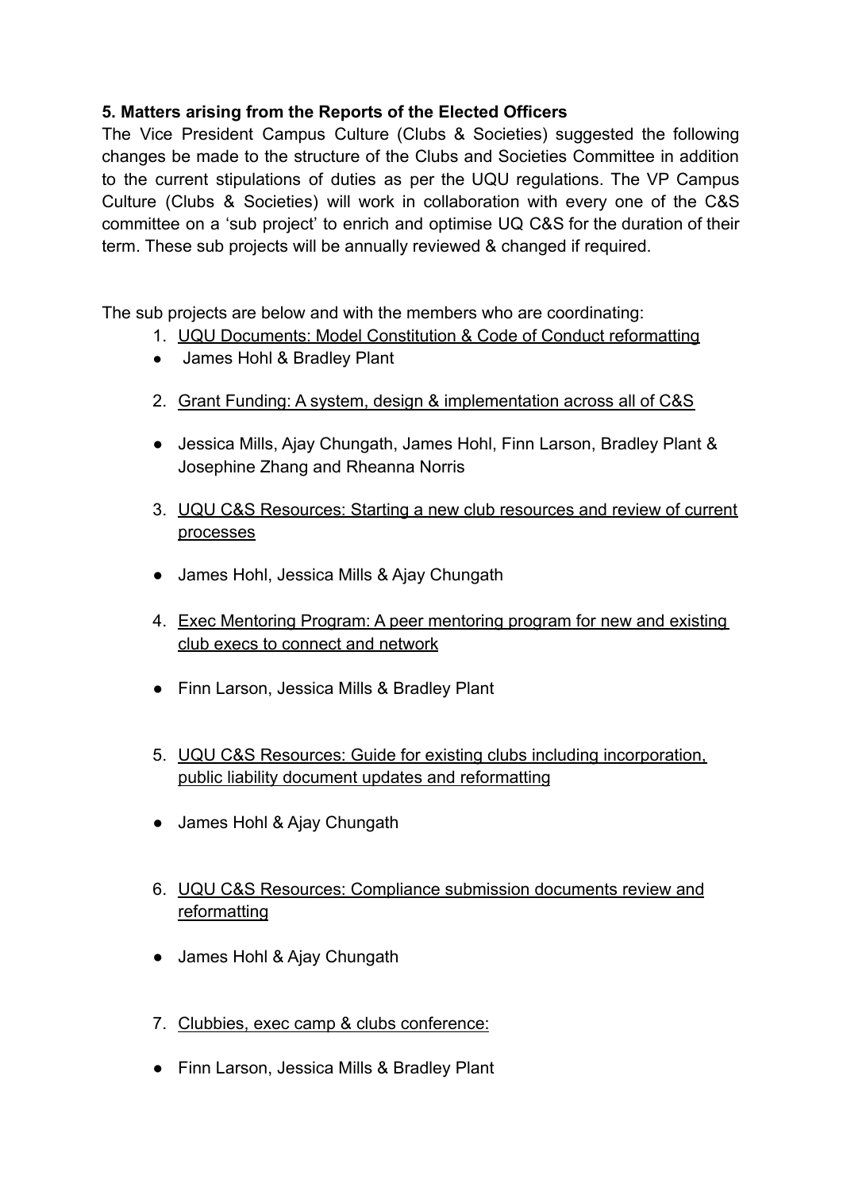**5. Matters arising from the Reports of the Elected Officers**

The Vice President Campus Culture (Clubs & Societies) suggested the following changes be made to the structure of the Clubs and Societies Committee in addition to the current stipulations of duties as per the UQU regulations. The VP Campus Culture (Clubs & Societies) will work in collaboration with every one of the C&S committee on a 'sub project' to enrich and optimise UQ C&S for the duration of their term. These sub projects will be annually reviewed & changed if required.

The sub projects are below and with the members who are coordinating:

1. UQU Documents: Model Constitution & Code of Conduct reformatting

- James Hohl & Bradley Plant

2. Grant Funding: A system, design & implementation across all of C&S

- Jessica Mills, Ajay Chungath, James Hohl, Finn Larson, Bradley Plant & Josephine Zhang and Rheanna Norris

3. UQU C&S Resources: Starting a new club resources and review of current processes

- James Hohl, Jessica Mills & Ajay Chungath

4. Exec Mentoring Program: A peer mentoring program for new and existing club execs to connect and network

- Finn Larson, Jessica Mills & Bradley Plant

5. UQU C&S Resources: Guide for existing clubs including incorporation, public liability document updates and reformatting

- James Hohl & Ajay Chungath

6. UQU C&S Resources: Compliance submission documents review and reformatting

- James Hohl & Ajay Chungath

7. Clubbies, exec camp & clubs conference:

- Finn Larson, Jessica Mills & Bradley Plant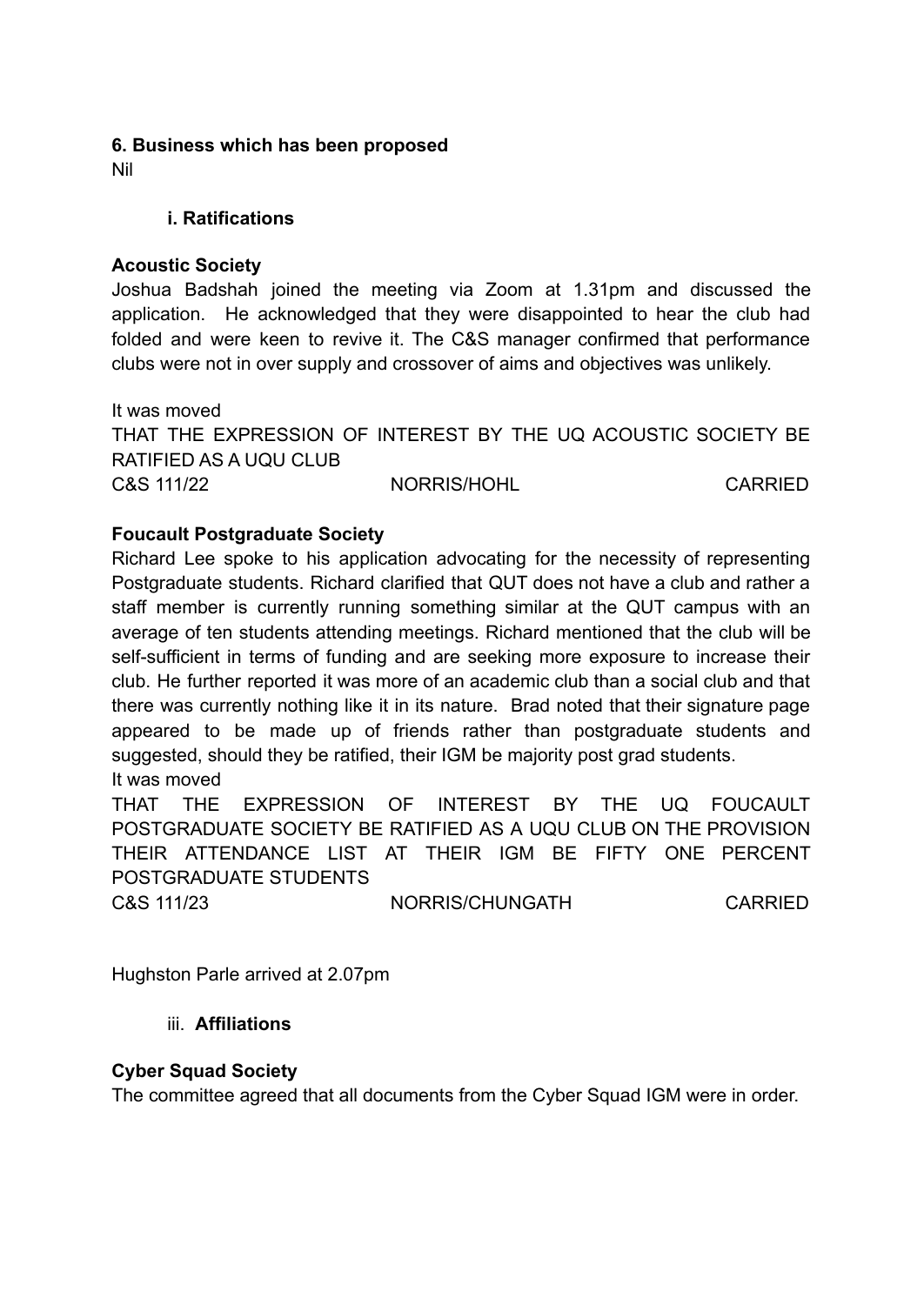**6. Business which has been proposed**

Nil

**i. Ratifications**

**Acoustic Society**

Joshua Badshah joined the meeting via Zoom at 1.31pm and discussed the application. He acknowledged that they were disappointed to hear the club had folded and were keen to revive it. The C&S manager confirmed that performance clubs were not in over supply and crossover of aims and objectives was unlikely.

It was moved

THAT THE EXPRESSION OF INTEREST BY THE UQ ACOUSTIC SOCIETY BE RATIFIED AS A UQU CLUB

C&S 111/22 NORRIS/HOHL CARRIED

**Foucault Postgraduate Society**

Richard Lee spoke to his application advocating for the necessity of representing Postgraduate students. Richard clarified that QUT does not have a club and rather a staff member is currently running something similar at the QUT campus with an average of ten students attending meetings. Richard mentioned that the club will be self-sufficient in terms of funding and are seeking more exposure to increase their club. He further reported it was more of an academic club than a social club and that there was currently nothing like it in its nature. Brad noted that their signature page appeared to be made up of friends rather than postgraduate students and suggested, should they be ratified, their IGM be majority post grad students.

It was moved

THAT THE EXPRESSION OF INTEREST BY THE UQ FOUCAULT POSTGRADUATE SOCIETY BE RATIFIED AS A UQU CLUB ON THE PROVISION THEIR ATTENDANCE LIST AT THEIR IGM BE FIFTY ONE PERCENT POSTGRADUATE STUDENTS

C&S 111/23 NORRIS/CHUNGATH CARRIED

Hughston Parle arrived at 2.07pm

iii. **Affiliations**

**Cyber Squad Society**

The committee agreed that all documents from the Cyber Squad IGM were in order.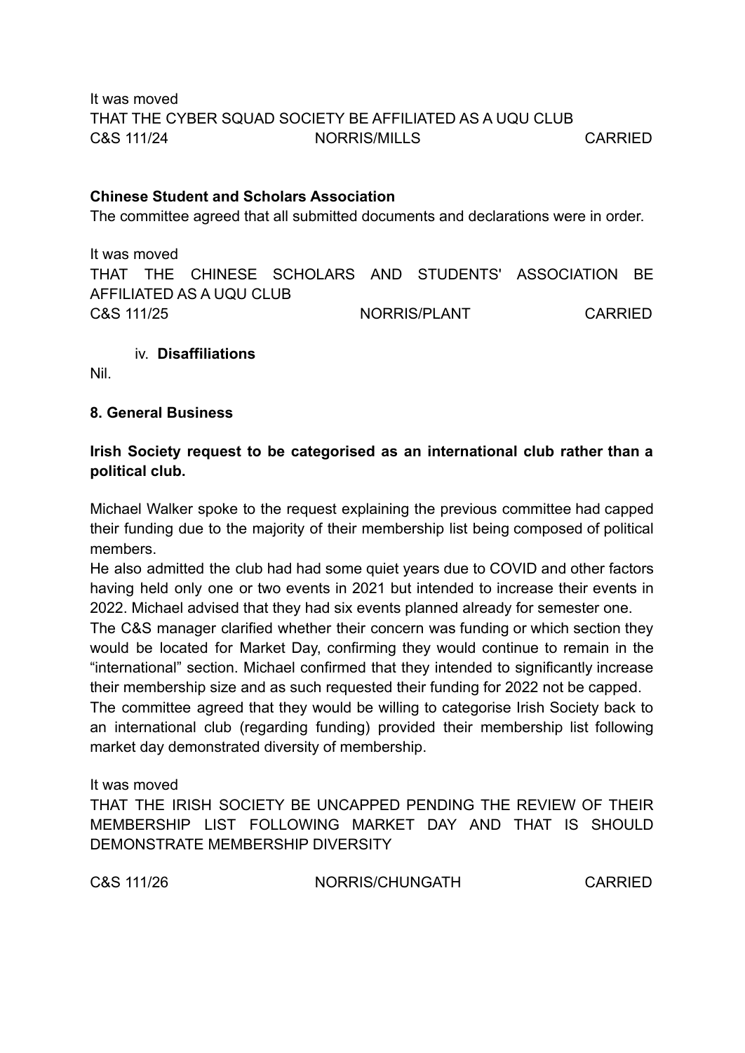It was moved
THAT THE CYBER SQUAD SOCIETY BE AFFILIATED AS A UQU CLUB
C&S 111/24 NORRIS/MILLS CARRIED

**Chinese Student and Scholars Association**

The committee agreed that all submitted documents and declarations were in order.

It was moved
THAT THE CHINESE SCHOLARS AND STUDENTS' ASSOCIATION BE AFFILIATED AS A UQU CLUB
C&S 111/25 NORRIS/PLANT CARRIED

iv. **Disaffiliations**

Nil.

**8. General Business**

**Irish Society request to be categorised as an international club rather than a political club.**

Michael Walker spoke to the request explaining the previous committee had capped their funding due to the majority of their membership list being composed of political members.
He also admitted the club had had some quiet years due to COVID and other factors having held only one or two events in 2021 but intended to increase their events in 2022. Michael advised that they had six events planned already for semester one.
The C&S manager clarified whether their concern was funding or which section they would be located for Market Day, confirming they would continue to remain in the "international" section. Michael confirmed that they intended to significantly increase their membership size and as such requested their funding for 2022 not be capped.
The committee agreed that they would be willing to categorise Irish Society back to an international club (regarding funding) provided their membership list following market day demonstrated diversity of membership.

It was moved
THAT THE IRISH SOCIETY BE UNCAPPED PENDING THE REVIEW OF THEIR MEMBERSHIP LIST FOLLOWING MARKET DAY AND THAT IS SHOULD DEMONSTRATE MEMBERSHIP DIVERSITY

C&S 111/26 NORRIS/CHUNGATH CARRIED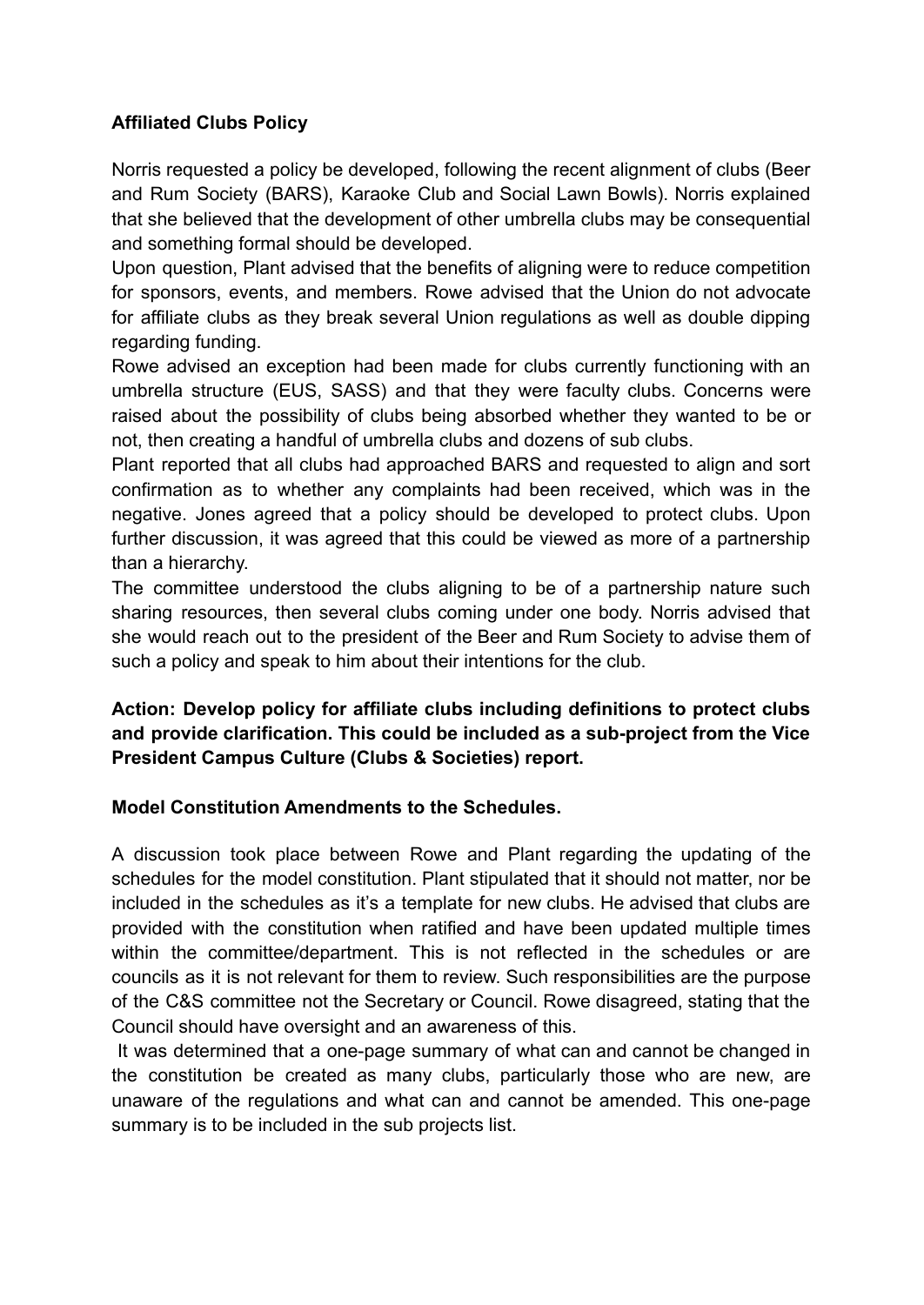**Affiliated Clubs Policy**

Norris requested a policy be developed, following the recent alignment of clubs (Beer and Rum Society (BARS), Karaoke Club and Social Lawn Bowls). Norris explained that she believed that the development of other umbrella clubs may be consequential and something formal should be developed.

Upon question, Plant advised that the benefits of aligning were to reduce competition for sponsors, events, and members. Rowe advised that the Union do not advocate for affiliate clubs as they break several Union regulations as well as double dipping regarding funding.

Rowe advised an exception had been made for clubs currently functioning with an umbrella structure (EUS, SASS) and that they were faculty clubs. Concerns were raised about the possibility of clubs being absorbed whether they wanted to be or not, then creating a handful of umbrella clubs and dozens of sub clubs.

Plant reported that all clubs had approached BARS and requested to align and sort confirmation as to whether any complaints had been received, which was in the negative. Jones agreed that a policy should be developed to protect clubs. Upon further discussion, it was agreed that this could be viewed as more of a partnership than a hierarchy.

The committee understood the clubs aligning to be of a partnership nature such sharing resources, then several clubs coming under one body. Norris advised that she would reach out to the president of the Beer and Rum Society to advise them of such a policy and speak to him about their intentions for the club.

**Action: Develop policy for affiliate clubs including definitions to protect clubs and provide clarification. This could be included as a sub-project from the Vice President Campus Culture (Clubs & Societies) report.**

**Model Constitution Amendments to the Schedules.**

A discussion took place between Rowe and Plant regarding the updating of the schedules for the model constitution. Plant stipulated that it should not matter, nor be included in the schedules as it's a template for new clubs. He advised that clubs are provided with the constitution when ratified and have been updated multiple times within the committee/department. This is not reflected in the schedules or are councils as it is not relevant for them to review. Such responsibilities are the purpose of the C&S committee not the Secretary or Council. Rowe disagreed, stating that the Council should have oversight and an awareness of this.

It was determined that a one-page summary of what can and cannot be changed in the constitution be created as many clubs, particularly those who are new, are unaware of the regulations and what can and cannot be amended. This one-page summary is to be included in the sub projects list.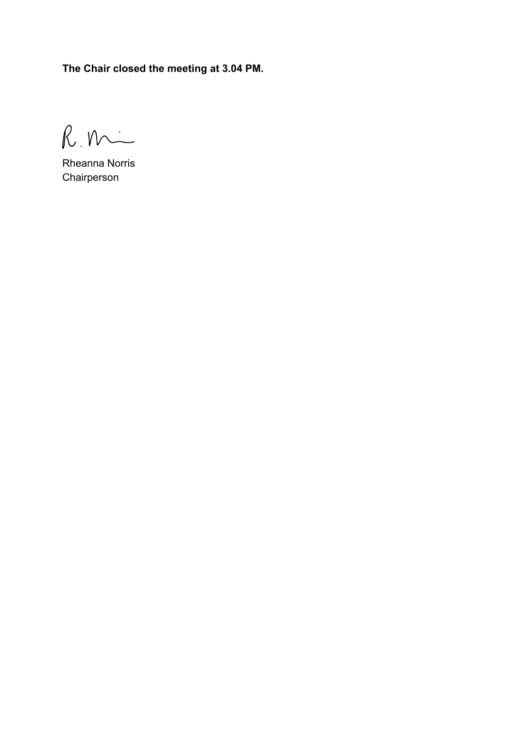**The Chair closed the meeting at 3.04 PM.**

Rheanna Norris
Chairperson